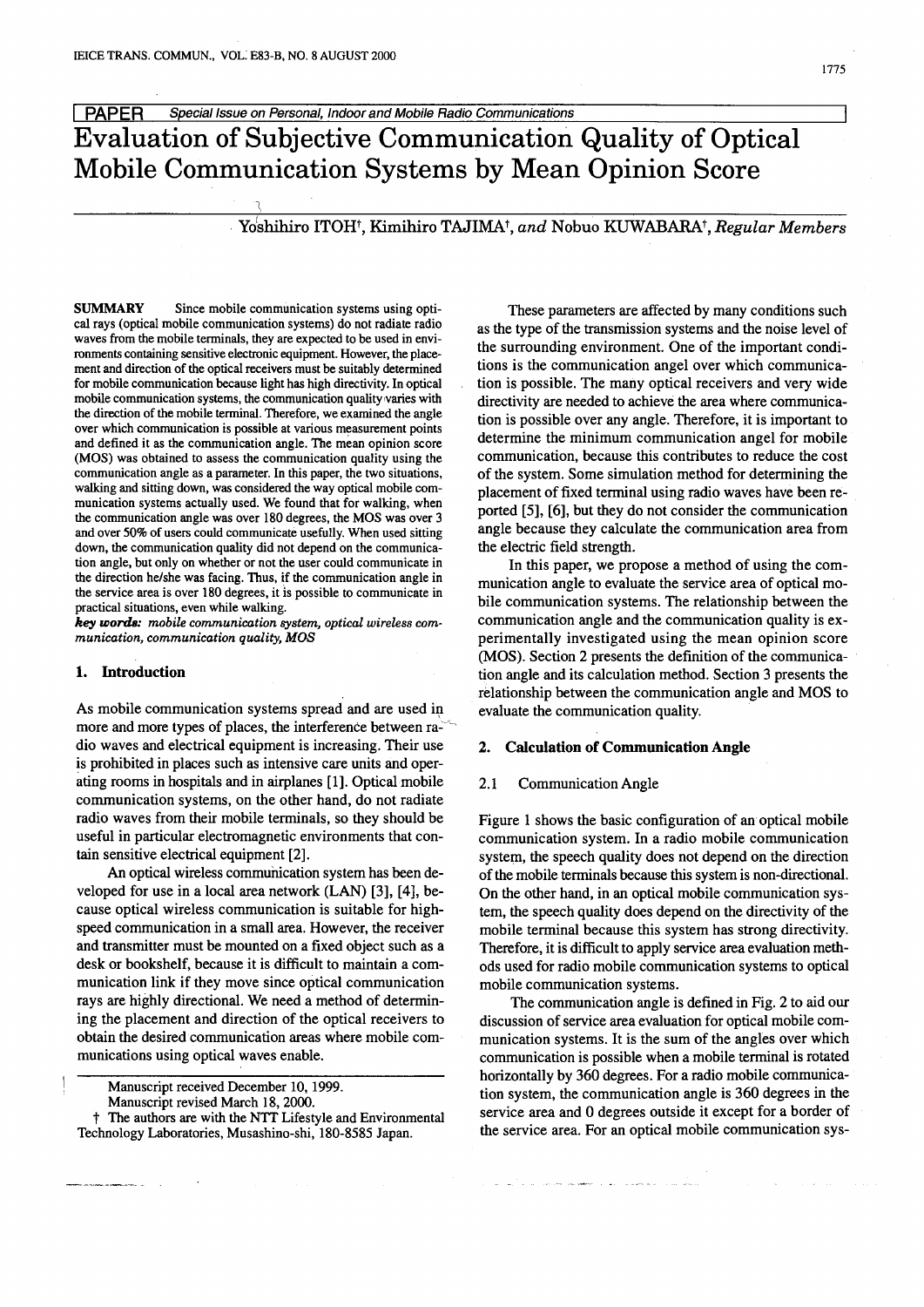PAPER *Special Issue on Personal, Indoor and Mobile Radio Communications*

# Evaluation of Subjective Communication Quality of Optical Mobile Communication Systems by Mean Opinion Score

Yoshihiro ITOH†, Kimihiro TAJIMA†, *and* Nobuo KUWABARA†, *Regular Members*

**SUMMARY** Since mobile communication systems using optical rays (optical mobile communication systems) do not radiate radio waves from the mobile terminals, they are expected to be used in environments containing sensitive electronic equipment. However, the placement and direction of the optical receivers must be suitably determined for mobile communication because light has high directivity. In optical mobile communication systems, the communication quality varies with the direction of the mobile terminal. Therefore, we examined the angle over which communication is possible at various measurement points and defined it as the communication angle. The mean opinion score (MOS) was obtained to assess the communication quality using the communication angle as a parameter. In this paper, the two situations, walking and sitting down, was considered the way optical mobile communication systems actually used. We found that for walking, when the communication angle was over 180 degrees, the MOS was over 3 and over 50% of users could communicate usefully. When used sitting down, the communication quality did not depend on the communication angle, but only on whether or not the user could communicate in the direction he/she was facing. Thus, if the communication angle in the service area is over 180 degrees, it is possible to communicate in practical situations, even while walking.

***key words:*** *mobile communication system, optical wireless communication, communication quality, MOS*

## 1. Introduction

As mobile communication systems spread and are used in more and more types of places, the interference between radio waves and electrical equipment is increasing. Their use is prohibited in places such as intensive care units and operating rooms in hospitals and in airplanes [1]. Optical mobile communication systems, on the other hand, do not radiate radio waves from their mobile terminals, so they should be useful in particular electromagnetic environments that contain sensitive electrical equipment [2].

An optical wireless communication system has been developed for use in a local area network (LAN) [3], [4], because optical wireless communication is suitable for high-speed communication in a small area. However, the receiver and transmitter must be mounted on a fixed object such as a desk or bookshelf, because it is difficult to maintain a communication link if they move since optical communication rays are highly directional. We need a method of determining the placement and direction of the optical receivers to obtain the desired communication areas where mobile communications using optical waves enable.

Manuscript received December 10, 1999.

Manuscript revised March 18, 2000.

† The authors are with the NTT Lifestyle and Environmental Technology Laboratories, Musashino-shi, 180-8585 Japan.

These parameters are affected by many conditions such as the type of the transmission systems and the noise level of the surrounding environment. One of the important conditions is the communication angel over which communication is possible. The many optical receivers and very wide directivity are needed to achieve the area where communication is possible over any angle. Therefore, it is important to determine the minimum communication angel for mobile communication, because this contributes to reduce the cost of the system. Some simulation method for determining the placement of fixed terminal using radio waves have been reported [5], [6], but they do not consider the communication angle because they calculate the communication area from the electric field strength.

In this paper, we propose a method of using the communication angle to evaluate the service area of optical mobile communication systems. The relationship between the communication angle and the communication quality is experimentally investigated using the mean opinion score (MOS). Section 2 presents the definition of the communication angle and its calculation method. Section 3 presents the relationship between the communication angle and MOS to evaluate the communication quality.

## 2. Calculation of Communication Angle

### 2.1 Communication Angle

Figure 1 shows the basic configuration of an optical mobile communication system. In a radio mobile communication system, the speech quality does not depend on the direction of the mobile terminals because this system is non-directional. On the other hand, in an optical mobile communication system, the speech quality does depend on the directivity of the mobile terminal because this system has strong directivity. Therefore, it is difficult to apply service area evaluation methods used for radio mobile communication systems to optical mobile communication systems.

The communication angle is defined in Fig. 2 to aid our discussion of service area evaluation for optical mobile communication systems. It is the sum of the angles over which communication is possible when a mobile terminal is rotated horizontally by 360 degrees. For a radio mobile communication system, the communication angle is 360 degrees in the service area and 0 degrees outside it except for a border of the service area. For an optical mobile communication sys-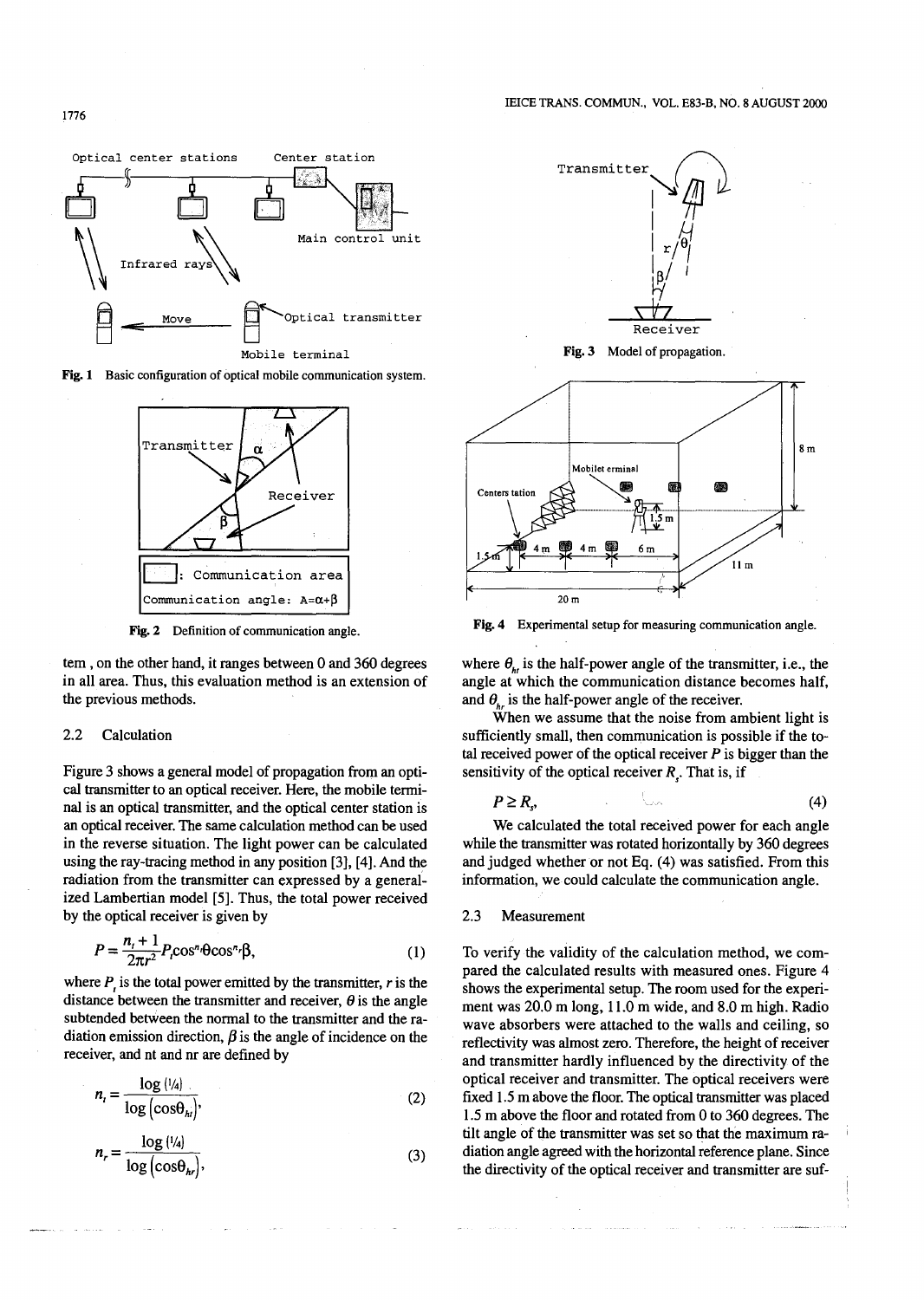Fig. 1 Basic configuration of optical mobile communication system.

Fig. 2 Definition of communication angle.

tem , on the other hand, it ranges between 0 and 360 degrees in all area. Thus, this evaluation method is an extension of the previous methods.

### 2.2 Calculation

Figure 3 shows a general model of propagation from an optical transmitter to an optical receiver. Here, the mobile terminal is an optical transmitter, and the optical center station is an optical receiver. The same calculation method can be used in the reverse situation. The light power can be calculated using the ray-tracing method in any position [3], [4]. And the radiation from the transmitter can expressed by a generalized Lambertian model [5]. Thus, the total power received by the optical receiver is given by

$$P = \frac{n_t + 1}{2\pi r^2} P_t \cos^{n_t}\theta \cos^{n_r}\beta, \tag{1}$$

where $P_t$ is the total power emitted by the transmitter, $r$ is the distance between the transmitter and receiver, $\theta$ is the angle subtended between the normal to the transmitter and the radiation emission direction, $\beta$ is the angle of incidence on the receiver, and nt and nr are defined by

$$n_t = \frac{\log(1/4)}{\log(\cos\theta_{ht})}, \tag{2}$$

$$n_r = \frac{\log(1/4)}{\log(\cos\theta_{hr})}, \tag{3}$$

Fig. 3 Model of propagation.

Fig. 4 Experimental setup for measuring communication angle.

where $\theta_{ht}$ is the half-power angle of the transmitter, i.e., the angle at which the communication distance becomes half, and $\theta_{hr}$ is the half-power angle of the receiver.

When we assume that the noise from ambient light is sufficiently small, then communication is possible if the total received power of the optical receiver $P$ is bigger than the sensitivity of the optical receiver $R_s$. That is, if

$$P \geq R_s, \tag{4}$$

We calculated the total received power for each angle while the transmitter was rotated horizontally by 360 degrees and judged whether or not Eq. (4) was satisfied. From this information, we could calculate the communication angle.

### 2.3 Measurement

To verify the validity of the calculation method, we compared the calculated results with measured ones. Figure 4 shows the experimental setup. The room used for the experiment was 20.0 m long, 11.0 m wide, and 8.0 m high. Radio wave absorbers were attached to the walls and ceiling, so reflectivity was almost zero. Therefore, the height of receiver and transmitter hardly influenced by the directivity of the optical receiver and transmitter. The optical receivers were fixed 1.5 m above the floor. The optical transmitter was placed 1.5 m above the floor and rotated from 0 to 360 degrees. The tilt angle of the transmitter was set so that the maximum radiation angle agreed with the horizontal reference plane. Since the directivity of the optical receiver and transmitter are suf-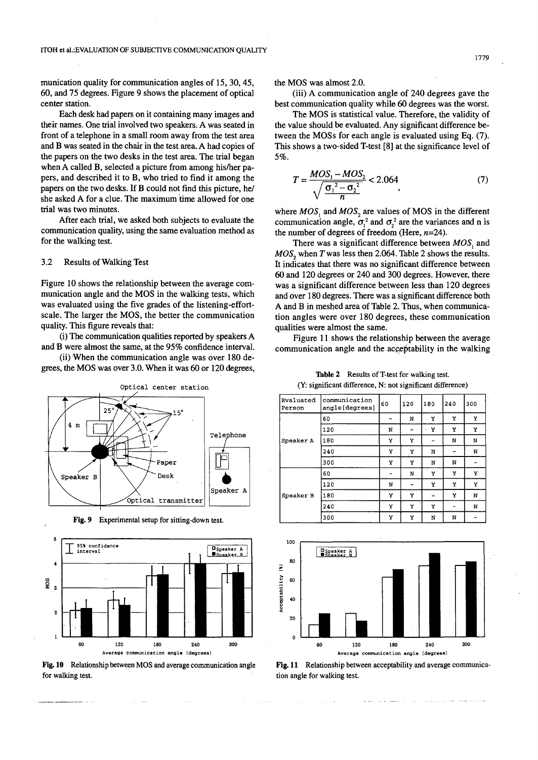munication quality for communication angles of 15, 30, 45, 60, and 75 degrees. Figure 9 shows the placement of optical center station.

Each desk had papers on it containing many images and their names. One trial involved two speakers. A was seated in front of a telephone in a small room away from the test area and B was seated in the chair in the test area. A had copies of the papers on the two desks in the test area. The trial began when A called B, selected a picture from among his/her papers, and described it to B, who tried to find it among the papers on the two desks. If B could not find this picture, he/she asked A for a clue. The maximum time allowed for one trial was two minutes.

After each trial, we asked both subjects to evaluate the communication quality, using the same evaluation method as for the walking test.

Fig. 9 Experimental setup for sitting-down test.

### 3.2 Results of Walking Test

Figure 10 shows the relationship between the average communication angle and the MOS in the walking tests, which was evaluated using the five grades of the listening-effort-scale. The larger the MOS, the better the communication quality. This figure reveals that:

(i) The communication qualities reported by speakers A and B were almost the same, at the 95% confidence interval.

(ii) When the communication angle was over 180 degrees, the MOS was over 3.0. When it was 60 or 120 degrees, the MOS was almost 2.0.

(iii) A communication angle of 240 degrees gave the best communication quality while 60 degrees was the worst.

Fig. 10 Relationship between MOS and average communication angle for walking test.

The MOS is statistical value. Therefore, the validity of the value should be evaluated. Any significant difference between the MOSs for each angle is evaluated using Eq. (7). This shows a two-sided T-test [8] at the significance level of 5%.

$$T = \frac{MOS_1 - MOS_2}{\sqrt{\frac{\sigma_1^2 - \sigma_2^2}{n}}} < 2.064 \quad , \tag{7}$$

where $MOS_1$ and $MOS_2$ are values of MOS in the different communication angle, $\sigma_1^2$ and $\sigma_2^2$ are the variances and n is the number of degrees of freedom (Here, $n$=24).

There was a significant difference between $MOS_1$ and $MOS_2$ when $T$ was less then 2.064. Table 2 shows the results. It indicates that there was no significant difference between 60 and 120 degrees or 240 and 300 degrees. However, there was a significant difference between less than 120 degrees and over 180 degrees. There was a significant difference both A and B in meshed area of Table 2. Thus, when communication angles were over 180 degrees, these communication qualities were almost the same.

Figure 11 shows the relationship between the average communication angle and the acceptability in the walking

**Table 2** Results of T-test for walking test.
(Y: significant difference, N: not significant difference)

| Evaluated Person | communication angle[degrees] | 60 | 120 | 180 | 240 | 300 |
|---|---|---|---|---|---|---|
| Speaker A | 60 | - | N | Y | Y | Y |
| | 120 | N | - | Y | Y | Y |
| | 180 | Y | Y | - | N | N |
| | 240 | Y | Y | N | - | N |
| | 300 | Y | Y | N | N | - |
| Speaker B | 60 | - | N | Y | Y | Y |
| | 120 | N | - | Y | Y | Y |
| | 180 | Y | Y | - | Y | N |
| | 240 | Y | Y | Y | - | N |
| | 300 | Y | Y | N | N | - |

Fig. 11 Relationship between acceptability and average communication angle for walking test.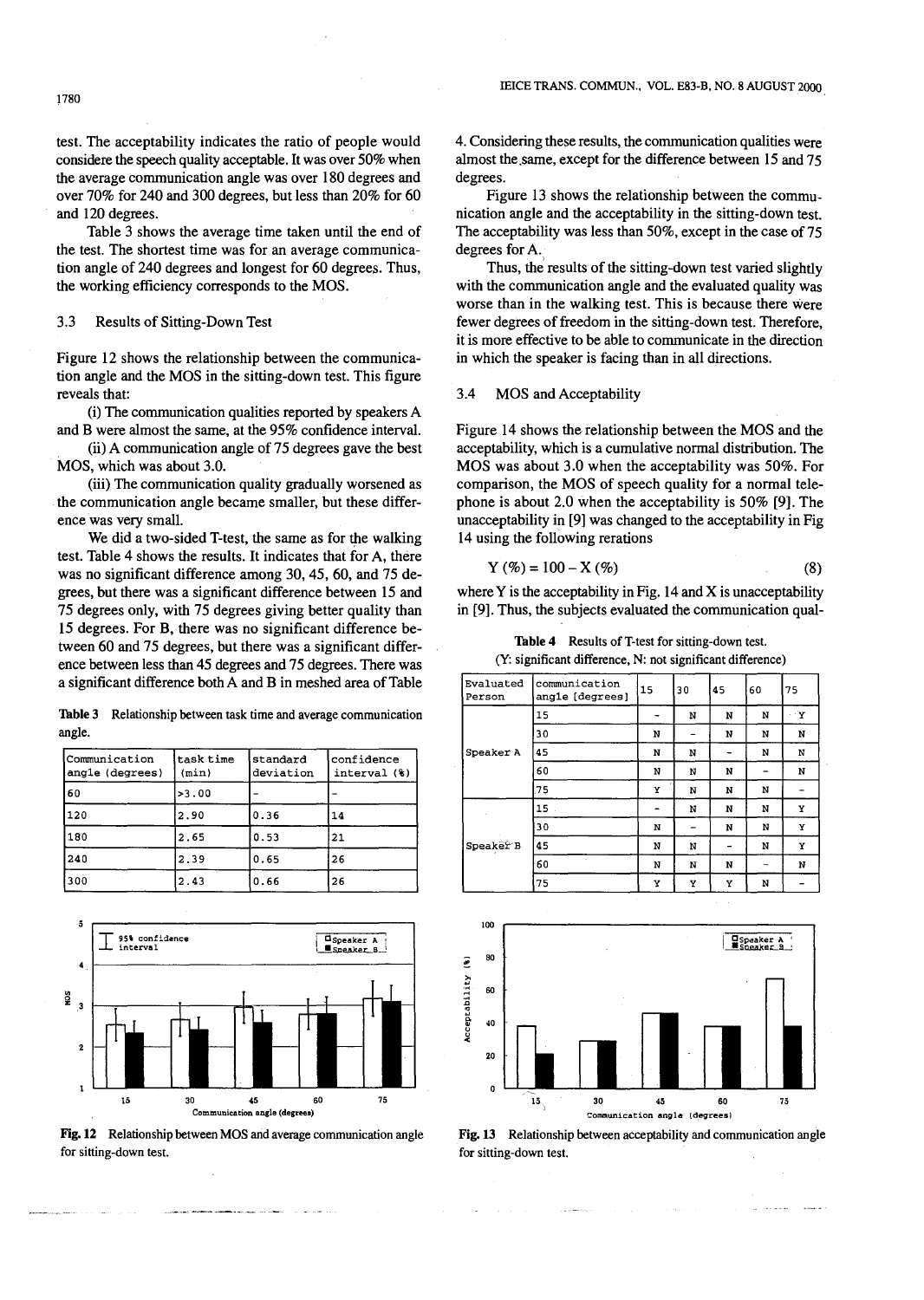test. The acceptability indicates the ratio of people would considere the speech quality acceptable. It was over 50% when the average communication angle was over 180 degrees and over 70% for 240 and 300 degrees, but less than 20% for 60 and 120 degrees.

Table 3 shows the average time taken until the end of the test. The shortest time was for an average communication angle of 240 degrees and longest for 60 degrees. Thus, the working efficiency corresponds to the MOS.

### 3.3 Results of Sitting-Down Test

Figure 12 shows the relationship between the communication angle and the MOS in the sitting-down test. This figure reveals that:

(i) The communication qualities reported by speakers A and B were almost the same, at the 95% confidence interval.

(ii) A communication angle of 75 degrees gave the best MOS, which was about 3.0.

(iii) The communication quality gradually worsened as the communication angle became smaller, but these difference was very small.

We did a two-sided T-test, the same as for the walking test. Table 4 shows the results. It indicates that for A, there was no significant difference among 30, 45, 60, and 75 degrees, but there was a significant difference between 15 and 75 degrees only, with 75 degrees giving better quality than 15 degrees. For B, there was no significant difference between 60 and 75 degrees, but there was a significant difference between less than 45 degrees and 75 degrees. There was a significant difference both A and B in meshed area of Table 4. Considering these results, the communication qualities were almost the same, except for the difference between 15 and 75 degrees.

**Table 3** Relationship between task time and average communication angle.

| Communication angle (degrees) | task time (min) | standard deviation | confidence interval (%) |
|---|---|---|---|
| 60 | >3.00 | - | - |
| 120 | 2.90 | 0.36 | 14 |
| 180 | 2.65 | 0.53 | 21 |
| 240 | 2.39 | 0.65 | 26 |
| 300 | 2.43 | 0.66 | 26 |

5
4
3
2
1
MOS
95% confidence interval
Speaker A
Speaker B
15 30 45 60 75
Communication angle (degrees)

**Fig. 12** Relationship between MOS and average communication angle for sitting-down test.

Figure 13 shows the relationship between the communication angle and the acceptability in the sitting-down test. The acceptability was less than 50%, except in the case of 75 degrees for A.

Thus, the results of the sitting-down test varied slightly with the communication angle and the evaluated quality was worse than in the walking test. This is because there were fewer degrees of freedom in the sitting-down test. Therefore, it is more effective to be able to communicate in the direction in which the speaker is facing than in all directions.

### 3.4 MOS and Acceptability

Figure 14 shows the relationship between the MOS and the acceptability, which is a cumulative normal distribution. The MOS was about 3.0 when the acceptability was 50%. For comparison, the MOS of speech quality for a normal telephone is about 2.0 when the acceptability is 50% [9]. The unacceptability in [9] was changed to the acceptability in Fig 14 using the following rerations

$$Y\,(\%) = 100 - X\,(\%) \tag{8}$$

where Y is the acceptability in Fig. 14 and X is unacceptability in [9]. Thus, the subjects evaluated the communication qual-

**Table 4** Results of T-test for sitting-down test. (Y: significant difference, N: not significant difference)

| Evaluated Person | communication angle [degrees] | 15 | 30 | 45 | 60 | 75 |
|---|---|---|---|---|---|---|
| Speaker A | 15 | - | N | N | N | Y |
| | 30 | N | - | N | N | N |
| | 45 | N | N | - | N | N |
| | 60 | N | N | N | - | N |
| | 75 | Y | N | N | N | - |
| Speaker B | 15 | - | N | N | N | Y |
| | 30 | N | - | N | N | Y |
| | 45 | N | N | - | N | Y |
| | 60 | N | N | N | - | N |
| | 75 | Y | Y | Y | N | - |

100
80
60
40
20
0
Acceptability (%)
Speaker A
Speaker B
15 30 45 60 75
Communication angle (degrees)

**Fig. 13** Relationship between acceptability and communication angle for sitting-down test.